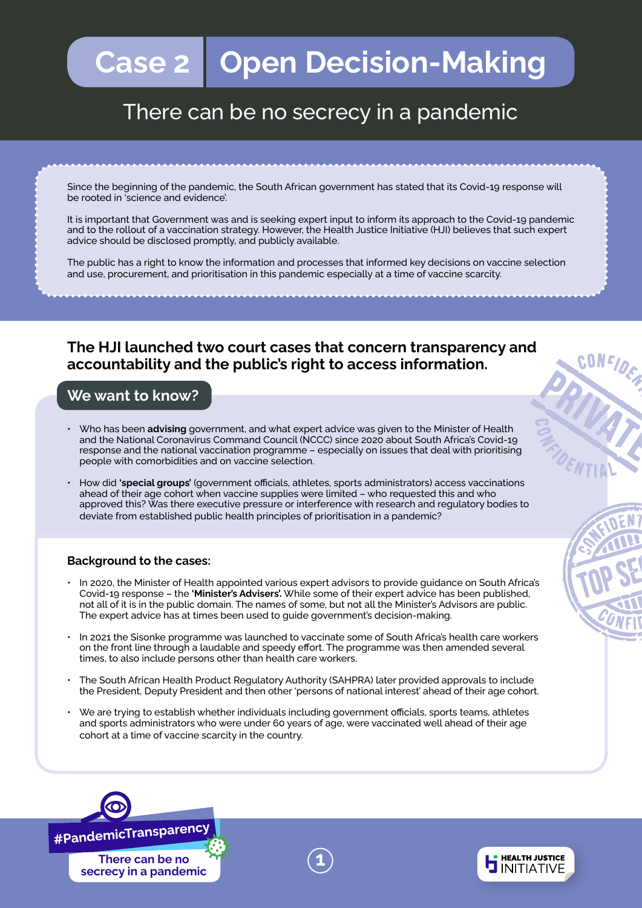# Case 2 Open Decision-Making

## There can be no secrecy in a pandemic

Since the beginning of the pandemic, the South African government has stated that its Covid-19 response will be rooted in 'science and evidence'.

It is important that Government was and is seeking expert input to inform its approach to the Covid-19 pandemic and to the rollout of a vaccination strategy. However, the Health Justice Initiative (HJI) believes that such expert advice should be disclosed promptly, and publicly available.

The public has a right to know the information and processes that informed key decisions on vaccine selection and use, procurement, and prioritisation in this pandemic especially at a time of vaccine scarcity.

### The HJI launched two court cases that concern transparency and accountability and the public's right to access information.

### We want to know?

- Who has been **advising** government, and what expert advice was given to the Minister of Health and the National Coronavirus Command Council (NCCC) since 2020 about South Africa's Covid-19 response and the national vaccination programme – especially on issues that deal with prioritising people with comorbidities and on vaccine selection.
- How did **'special groups'** (government officials, athletes, sports administrators) access vaccinations ahead of their age cohort when vaccine supplies were limited – who requested this and who approved this? Was there executive pressure or interference with research and regulatory bodies to deviate from established public health principles of prioritisation in a pandemic?

#### Background to the cases:

- In 2020, the Minister of Health appointed various expert advisors to provide guidance on South Africa's Covid-19 response – the **'Minister's Advisers'.** While some of their expert advice has been published, not all of it is in the public domain. The names of some, but not all the Minister's Advisors are public. The expert advice has at times been used to guide government's decision-making.
- In 2021 the Sisonke programme was launched to vaccinate some of South Africa's health care workers on the front line through a laudable and speedy effort. The programme was then amended several times, to also include persons other than health care workers.
- The South African Health Product Regulatory Authority (SAHPRA) later provided approvals to include the President, Deputy President and then other 'persons of national interest' ahead of their age cohort.
- We are trying to establish whether individuals including government officials, sports teams, athletes and sports administrators who were under 60 years of age, were vaccinated well ahead of their age cohort at a time of vaccine scarcity in the country.

#PandemicTransparency

There can be no secrecy in a pandemic

HEALTH JUSTICE INITIATIVE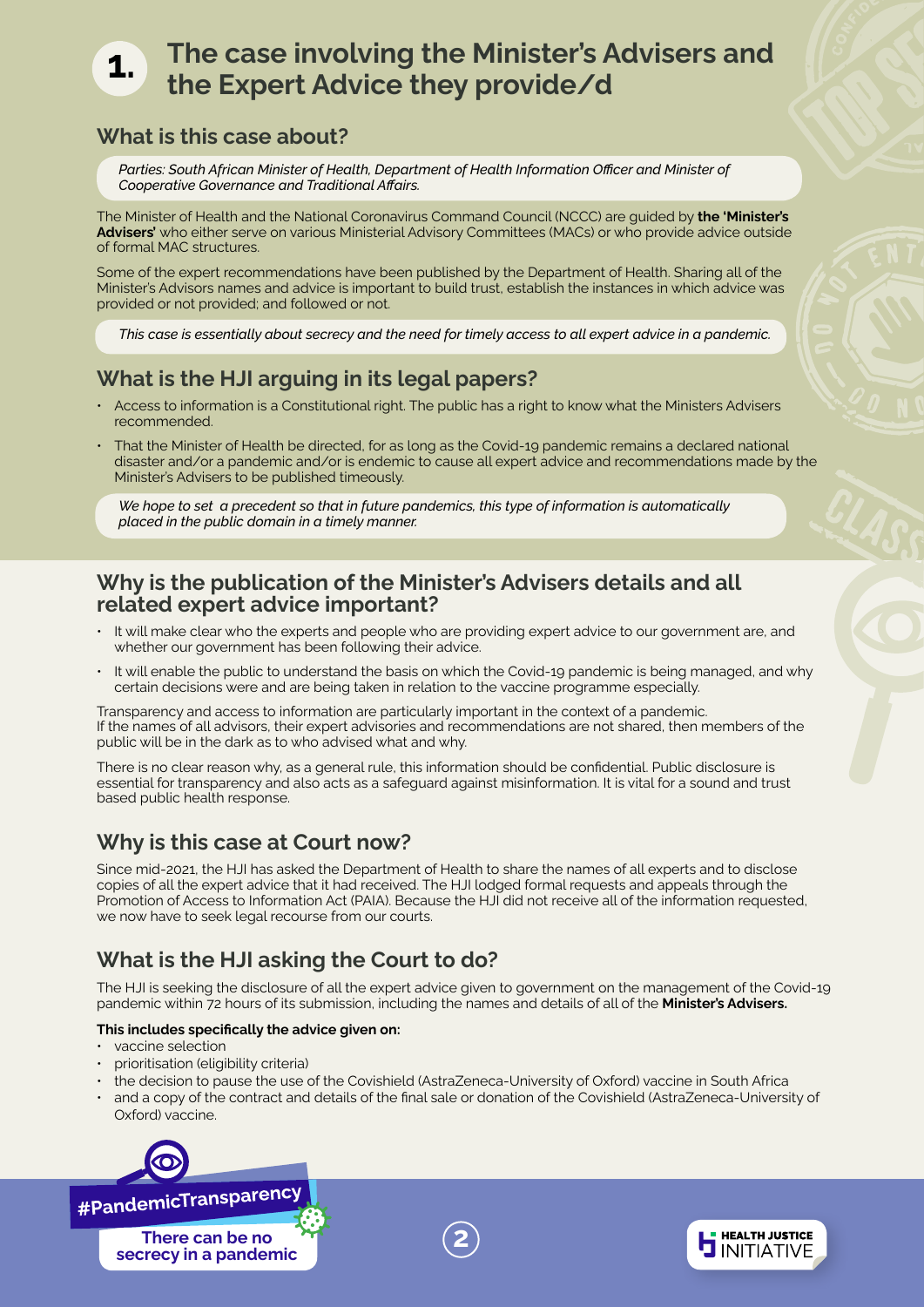# 1. The case involving the Minister's Advisers and the Expert Advice they provide/d

## What is this case about?

*Parties: South African Minister of Health, Department of Health Information Officer and Minister of Cooperative Governance and Traditional Affairs.*

The Minister of Health and the National Coronavirus Command Council (NCCC) are guided by **the 'Minister's Advisers'** who either serve on various Ministerial Advisory Committees (MACs) or who provide advice outside of formal MAC structures.

Some of the expert recommendations have been published by the Department of Health. Sharing all of the Minister's Advisors names and advice is important to build trust, establish the instances in which advice was provided or not provided; and followed or not.

*This case is essentially about secrecy and the need for timely access to all expert advice in a pandemic.*

## What is the HJI arguing in its legal papers?

- Access to information is a Constitutional right. The public has a right to know what the Ministers Advisers recommended.
- That the Minister of Health be directed, for as long as the Covid-19 pandemic remains a declared national disaster and/or a pandemic and/or is endemic to cause all expert advice and recommendations made by the Minister's Advisers to be published timeously.

*We hope to set a precedent so that in future pandemics, this type of information is automatically placed in the public domain in a timely manner.*

## Why is the publication of the Minister's Advisers details and all related expert advice important?

- It will make clear who the experts and people who are providing expert advice to our government are, and whether our government has been following their advice.
- It will enable the public to understand the basis on which the Covid-19 pandemic is being managed, and why certain decisions were and are being taken in relation to the vaccine programme especially.

Transparency and access to information are particularly important in the context of a pandemic. If the names of all advisors, their expert advisories and recommendations are not shared, then members of the public will be in the dark as to who advised what and why.

There is no clear reason why, as a general rule, this information should be confidential. Public disclosure is essential for transparency and also acts as a safeguard against misinformation. It is vital for a sound and trust based public health response.

## Why is this case at Court now?

Since mid-2021, the HJI has asked the Department of Health to share the names of all experts and to disclose copies of all the expert advice that it had received. The HJI lodged formal requests and appeals through the Promotion of Access to Information Act (PAIA). Because the HJI did not receive all of the information requested, we now have to seek legal recourse from our courts.

## What is the HJI asking the Court to do?

The HJI is seeking the disclosure of all the expert advice given to government on the management of the Covid-19 pandemic within 72 hours of its submission, including the names and details of all of the **Minister's Advisers.**

**This includes specifically the advice given on:**

- vaccine selection
- prioritisation (eligibility criteria)
- the decision to pause the use of the Covishield (AstraZeneca-University of Oxford) vaccine in South Africa
- and a copy of the contract and details of the final sale or donation of the Covishield (AstraZeneca-University of Oxford) vaccine.

#PandemicTransparency

There can be no secrecy in a pandemic

HEALTH JUSTICE INITIATIVE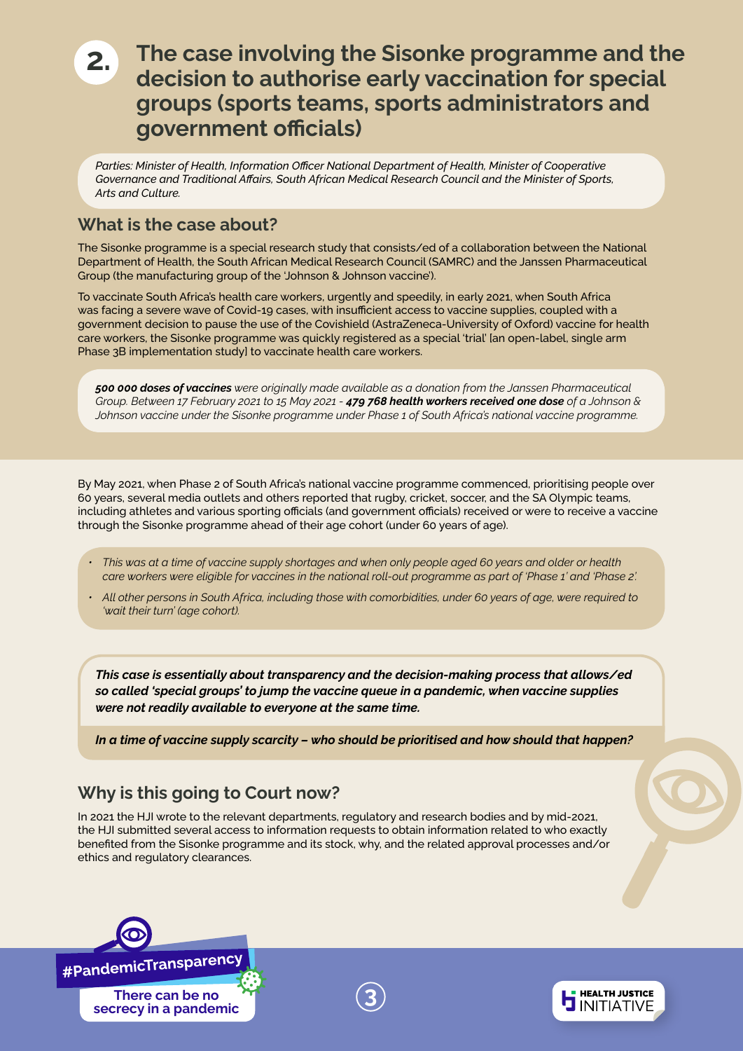## 2. The case involving the Sisonke programme and the decision to authorise early vaccination for special groups (sports teams, sports administrators and government officials)

*Parties: Minister of Health, Information Officer National Department of Health, Minister of Cooperative Governance and Traditional Affairs, South African Medical Research Council and the Minister of Sports, Arts and Culture.*

### What is the case about?

The Sisonke programme is a special research study that consists/ed of a collaboration between the National Department of Health, the South African Medical Research Council (SAMRC) and the Janssen Pharmaceutical Group (the manufacturing group of the 'Johnson & Johnson vaccine').

To vaccinate South Africa's health care workers, urgently and speedily, in early 2021, when South Africa was facing a severe wave of Covid-19 cases, with insufficient access to vaccine supplies, coupled with a government decision to pause the use of the Covishield (AstraZeneca-University of Oxford) vaccine for health care workers, the Sisonke programme was quickly registered as a special 'trial' [an open-label, single arm Phase 3B implementation study] to vaccinate health care workers.

***500 000 doses of vaccines*** *were originally made available as a donation from the Janssen Pharmaceutical Group. Between 17 February 2021 to 15 May 2021 -* ***479 768 health workers received one dose*** *of a Johnson & Johnson vaccine under the Sisonke programme under Phase 1 of South Africa's national vaccine programme.*

By May 2021, when Phase 2 of South Africa's national vaccine programme commenced, prioritising people over 60 years, several media outlets and others reported that rugby, cricket, soccer, and the SA Olympic teams, including athletes and various sporting officials (and government officials) received or were to receive a vaccine through the Sisonke programme ahead of their age cohort (under 60 years of age).

- *This was at a time of vaccine supply shortages and when only people aged 60 years and older or health care workers were eligible for vaccines in the national roll-out programme as part of 'Phase 1' and 'Phase 2'.*
- *All other persons in South Africa, including those with comorbidities, under 60 years of age, were required to 'wait their turn' (age cohort).*

***This case is essentially about transparency and the decision-making process that allows/ed so called 'special groups' to jump the vaccine queue in a pandemic, when vaccine supplies were not readily available to everyone at the same time.***

***In a time of vaccine supply scarcity – who should be prioritised and how should that happen?***

### Why is this going to Court now?

In 2021 the HJI wrote to the relevant departments, regulatory and research bodies and by mid-2021, the HJI submitted several access to information requests to obtain information related to who exactly benefited from the Sisonke programme and its stock, why, and the related approval processes and/or ethics and regulatory clearances.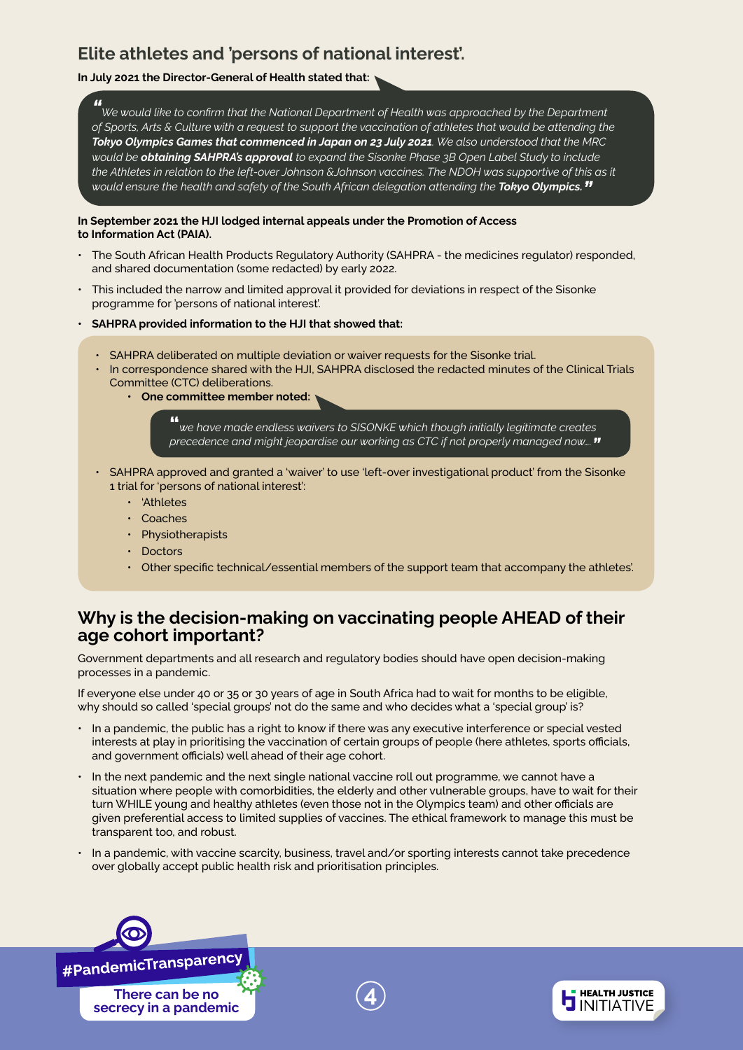## Elite athletes and 'persons of national interest'.

**In July 2021 the Director-General of Health stated that:**

> *"We would like to confirm that the National Department of Health was approached by the Department of Sports, Arts & Culture with a request to support the vaccination of athletes that would be attending the* ***Tokyo Olympics Games that commenced in Japan on 23 July 2021****. We also understood that the MRC would be* ***obtaining SAHPRA's approval*** *to expand the Sisonke Phase 3B Open Label Study to include the Athletes in relation to the left-over Johnson &Johnson vaccines. The NDOH was supportive of this as it would ensure the health and safety of the South African delegation attending the* ***Tokyo Olympics."***

**In September 2021 the HJI lodged internal appeals under the Promotion of Access to Information Act (PAIA).**

- The South African Health Products Regulatory Authority (SAHPRA - the medicines regulator) responded, and shared documentation (some redacted) by early 2022.
- This included the narrow and limited approval it provided for deviations in respect of the Sisonke programme for 'persons of national interest'.
- **SAHPRA provided information to the HJI that showed that:**
  - SAHPRA deliberated on multiple deviation or waiver requests for the Sisonke trial.
  - In correspondence shared with the HJI, SAHPRA disclosed the redacted minutes of the Clinical Trials Committee (CTC) deliberations.
    - **One committee member noted:**

      > *"we have made endless waivers to SISONKE which though initially legitimate creates precedence and might jeopardise our working as CTC if not properly managed now…"*

  - SAHPRA approved and granted a 'waiver' to use 'left-over investigational product' from the Sisonke 1 trial for 'persons of national interest':
    - 'Athletes
    - Coaches
    - Physiotherapists
    - Doctors
    - Other specific technical/essential members of the support team that accompany the athletes'.

## Why is the decision-making on vaccinating people AHEAD of their age cohort important?

Government departments and all research and regulatory bodies should have open decision-making processes in a pandemic.

If everyone else under 40 or 35 or 30 years of age in South Africa had to wait for months to be eligible, why should so called 'special groups' not do the same and who decides what a 'special group' is?

- In a pandemic, the public has a right to know if there was any executive interference or special vested interests at play in prioritising the vaccination of certain groups of people (here athletes, sports officials, and government officials) well ahead of their age cohort.
- In the next pandemic and the next single national vaccine roll out programme, we cannot have a situation where people with comorbidities, the elderly and other vulnerable groups, have to wait for their turn WHILE young and healthy athletes (even those not in the Olympics team) and other officials are given preferential access to limited supplies of vaccines. The ethical framework to manage this must be transparent too, and robust.
- In a pandemic, with vaccine scarcity, business, travel and/or sporting interests cannot take precedence over globally accept public health risk and prioritisation principles.

#PandemicTransparency

There can be no secrecy in a pandemic

HEALTH JUSTICE INITIATIVE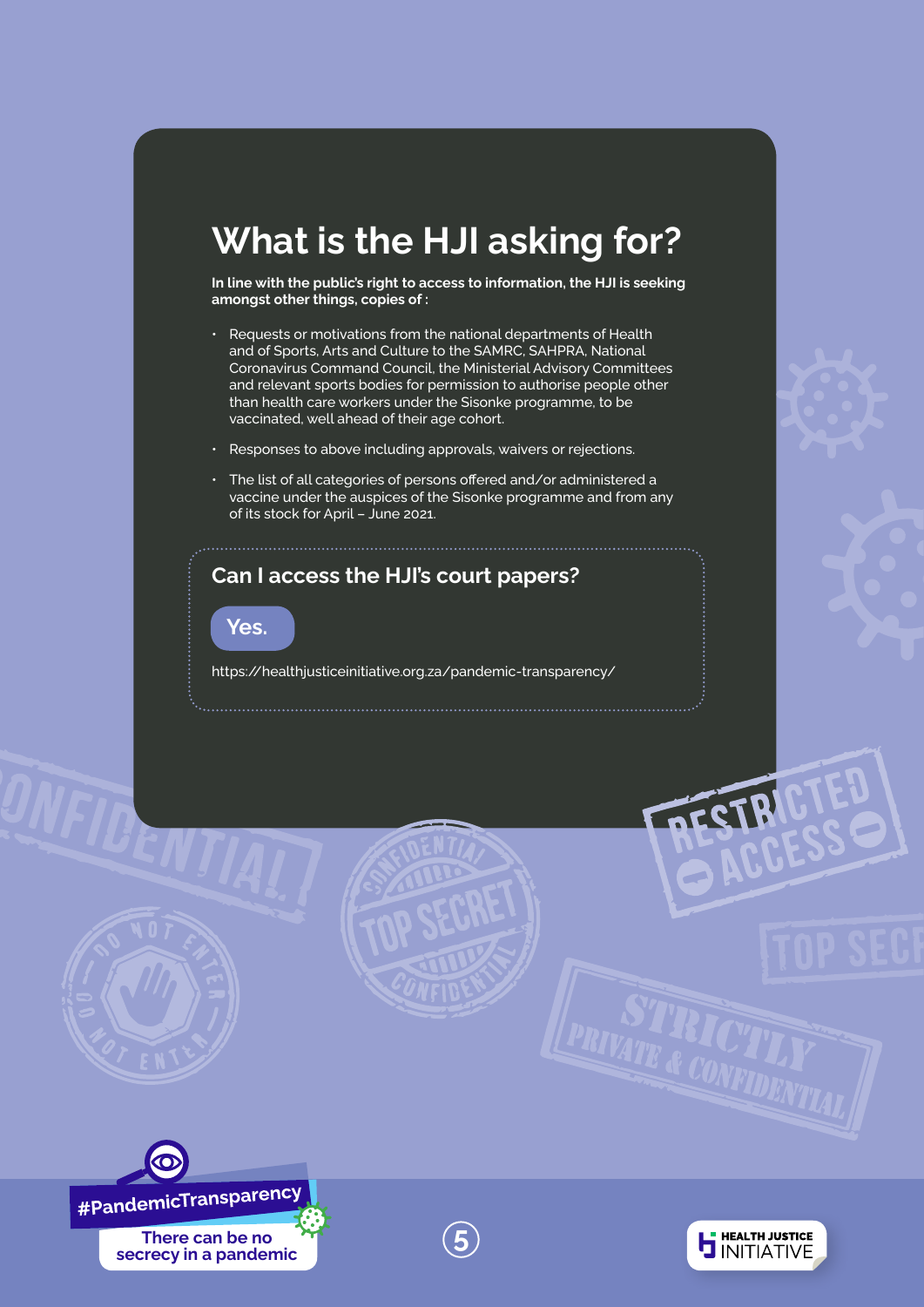# What is the HJI asking for?

**In line with the public's right to access to information, the HJI is seeking amongst other things, copies of :**

- Requests or motivations from the national departments of Health and of Sports, Arts and Culture to the SAMRC, SAHPRA, National Coronavirus Command Council, the Ministerial Advisory Committees and relevant sports bodies for permission to authorise people other than health care workers under the Sisonke programme, to be vaccinated, well ahead of their age cohort.
- Responses to above including approvals, waivers or rejections.
- The list of all categories of persons offered and/or administered a vaccine under the auspices of the Sisonke programme and from any of its stock for April – June 2021.

## Can I access the HJI's court papers?

**Yes.**

https://healthjusticeinitiative.org.za/pandemic-transparency/

#PandemicTransparency

There can be no secrecy in a pandemic

HEALTH JUSTICE INITIATIVE